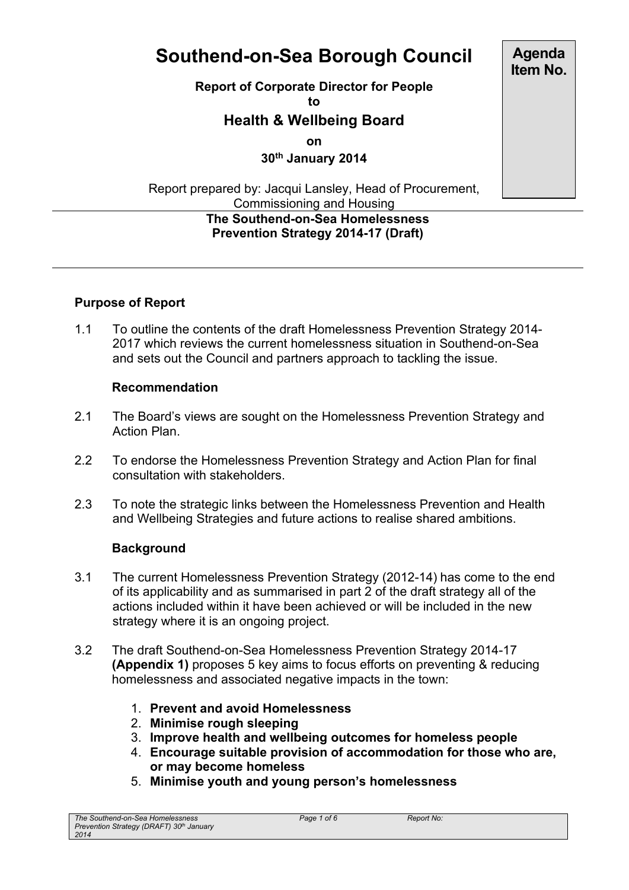# Southend-on-Sea Borough Council

**Agenda Item No.**

**Report of Corporate Director for People**
**to**
## Health & Wellbeing Board
**on**
**30th January 2014**

Report prepared by: Jacqui Lansley, Head of Procurement, Commissioning and Housing

**The Southend-on-Sea Homelessness Prevention Strategy 2014-17 (Draft)**

### Purpose of Report

1.1 To outline the contents of the draft Homelessness Prevention Strategy 2014-2017 which reviews the current homelessness situation in Southend-on-Sea and sets out the Council and partners approach to tackling the issue.

### Recommendation

2.1 The Board's views are sought on the Homelessness Prevention Strategy and Action Plan.

2.2 To endorse the Homelessness Prevention Strategy and Action Plan for final consultation with stakeholders.

2.3 To note the strategic links between the Homelessness Prevention and Health and Wellbeing Strategies and future actions to realise shared ambitions.

### Background

3.1 The current Homelessness Prevention Strategy (2012-14) has come to the end of its applicability and as summarised in part 2 of the draft strategy all of the actions included within it have been achieved or will be included in the new strategy where it is an ongoing project.

3.2 The draft Southend-on-Sea Homelessness Prevention Strategy 2014-17 **(Appendix 1)** proposes 5 key aims to focus efforts on preventing & reducing homelessness and associated negative impacts in the town:

1. **Prevent and avoid Homelessness**
2. **Minimise rough sleeping**
3. **Improve health and wellbeing outcomes for homeless people**
4. **Encourage suitable provision of accommodation for those who are, or may become homeless**
5. **Minimise youth and young person's homelessness**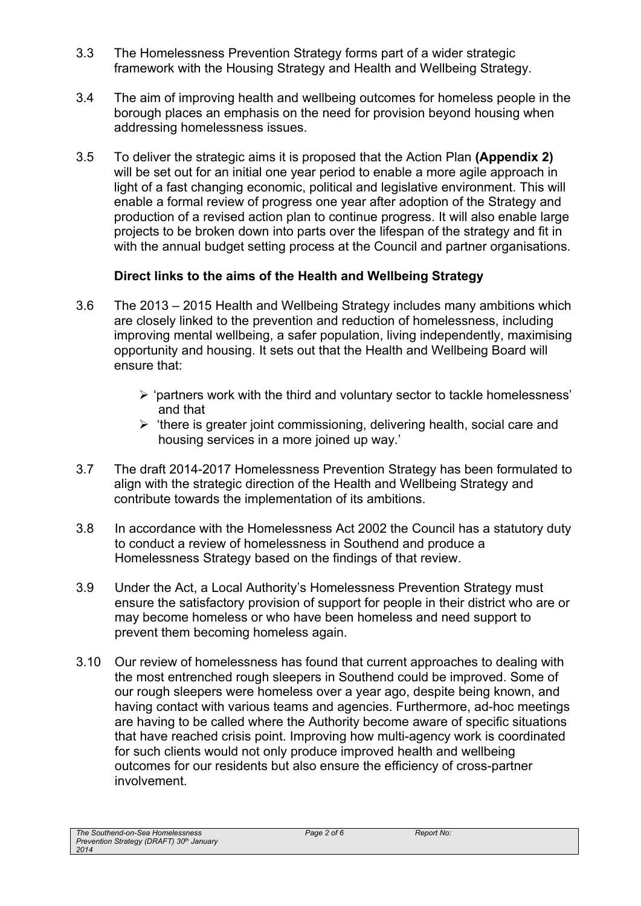3.3 The Homelessness Prevention Strategy forms part of a wider strategic framework with the Housing Strategy and Health and Wellbeing Strategy.

3.4 The aim of improving health and wellbeing outcomes for homeless people in the borough places an emphasis on the need for provision beyond housing when addressing homelessness issues.

3.5 To deliver the strategic aims it is proposed that the Action Plan **(Appendix 2)** will be set out for an initial one year period to enable a more agile approach in light of a fast changing economic, political and legislative environment. This will enable a formal review of progress one year after adoption of the Strategy and production of a revised action plan to continue progress. It will also enable large projects to be broken down into parts over the lifespan of the strategy and fit in with the annual budget setting process at the Council and partner organisations.

**Direct links to the aims of the Health and Wellbeing Strategy**

3.6 The 2013 – 2015 Health and Wellbeing Strategy includes many ambitions which are closely linked to the prevention and reduction of homelessness, including improving mental wellbeing, a safer population, living independently, maximising opportunity and housing. It sets out that the Health and Wellbeing Board will ensure that:

- 'partners work with the third and voluntary sector to tackle homelessness' and that
- 'there is greater joint commissioning, delivering health, social care and housing services in a more joined up way.'

3.7 The draft 2014-2017 Homelessness Prevention Strategy has been formulated to align with the strategic direction of the Health and Wellbeing Strategy and contribute towards the implementation of its ambitions.

3.8 In accordance with the Homelessness Act 2002 the Council has a statutory duty to conduct a review of homelessness in Southend and produce a Homelessness Strategy based on the findings of that review.

3.9 Under the Act, a Local Authority's Homelessness Prevention Strategy must ensure the satisfactory provision of support for people in their district who are or may become homeless or who have been homeless and need support to prevent them becoming homeless again.

3.10 Our review of homelessness has found that current approaches to dealing with the most entrenched rough sleepers in Southend could be improved. Some of our rough sleepers were homeless over a year ago, despite being known, and having contact with various teams and agencies. Furthermore, ad-hoc meetings are having to be called where the Authority become aware of specific situations that have reached crisis point. Improving how multi-agency work is coordinated for such clients would not only produce improved health and wellbeing outcomes for our residents but also ensure the efficiency of cross-partner involvement.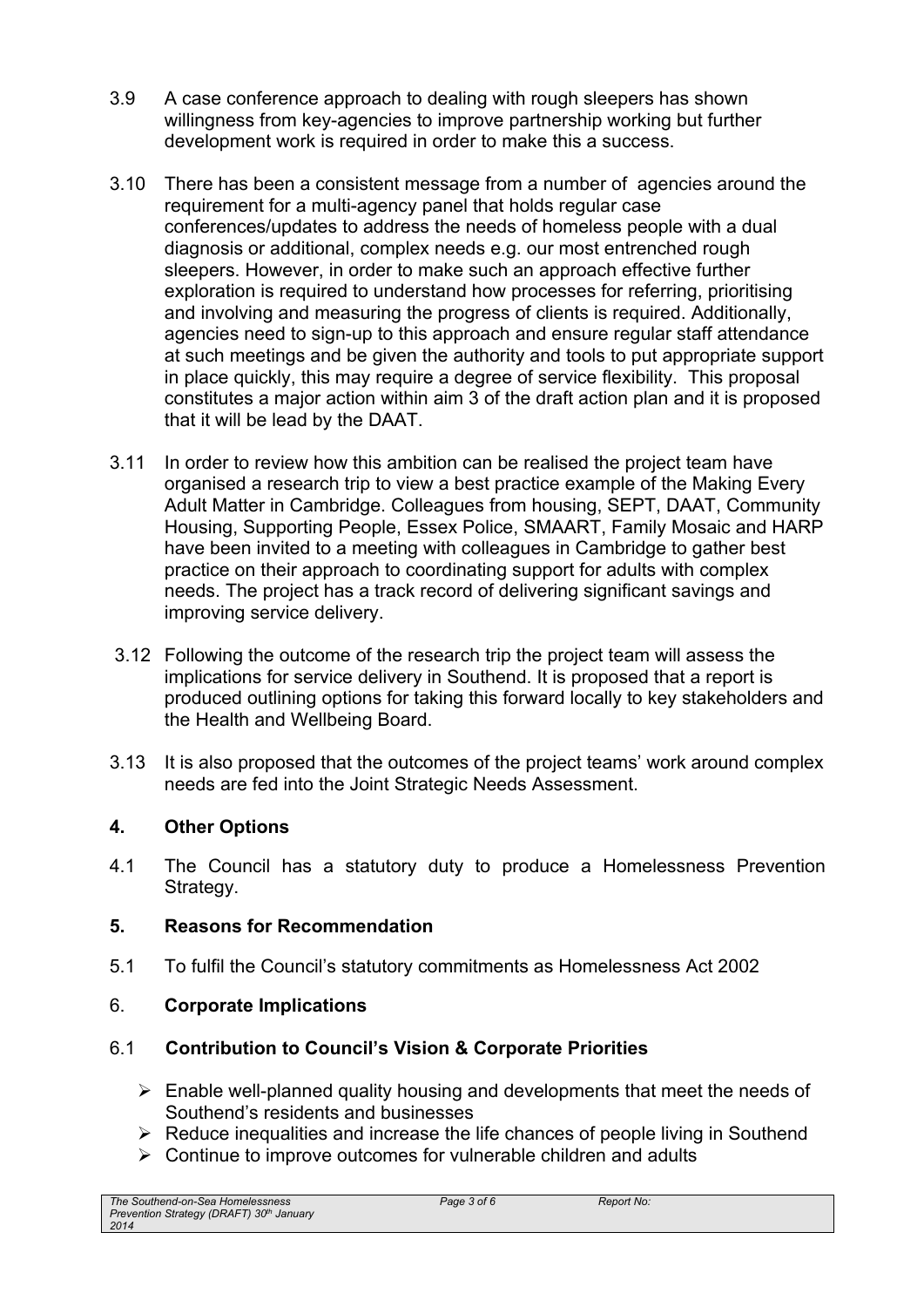3.9 A case conference approach to dealing with rough sleepers has shown willingness from key-agencies to improve partnership working but further development work is required in order to make this a success.

3.10 There has been a consistent message from a number of agencies around the requirement for a multi-agency panel that holds regular case conferences/updates to address the needs of homeless people with a dual diagnosis or additional, complex needs e.g. our most entrenched rough sleepers. However, in order to make such an approach effective further exploration is required to understand how processes for referring, prioritising and involving and measuring the progress of clients is required. Additionally, agencies need to sign-up to this approach and ensure regular staff attendance at such meetings and be given the authority and tools to put appropriate support in place quickly, this may require a degree of service flexibility. This proposal constitutes a major action within aim 3 of the draft action plan and it is proposed that it will be lead by the DAAT.

3.11 In order to review how this ambition can be realised the project team have organised a research trip to view a best practice example of the Making Every Adult Matter in Cambridge. Colleagues from housing, SEPT, DAAT, Community Housing, Supporting People, Essex Police, SMAART, Family Mosaic and HARP have been invited to a meeting with colleagues in Cambridge to gather best practice on their approach to coordinating support for adults with complex needs. The project has a track record of delivering significant savings and improving service delivery.

3.12 Following the outcome of the research trip the project team will assess the implications for service delivery in Southend. It is proposed that a report is produced outlining options for taking this forward locally to key stakeholders and the Health and Wellbeing Board.

3.13 It is also proposed that the outcomes of the project teams' work around complex needs are fed into the Joint Strategic Needs Assessment.

## 4. Other Options

4.1 The Council has a statutory duty to produce a Homelessness Prevention Strategy.

## 5. Reasons for Recommendation

5.1 To fulfil the Council's statutory commitments as Homelessness Act 2002

## 6. Corporate Implications

### 6.1 Contribution to Council's Vision & Corporate Priorities

- Enable well-planned quality housing and developments that meet the needs of Southend's residents and businesses
- Reduce inequalities and increase the life chances of people living in Southend
- Continue to improve outcomes for vulnerable children and adults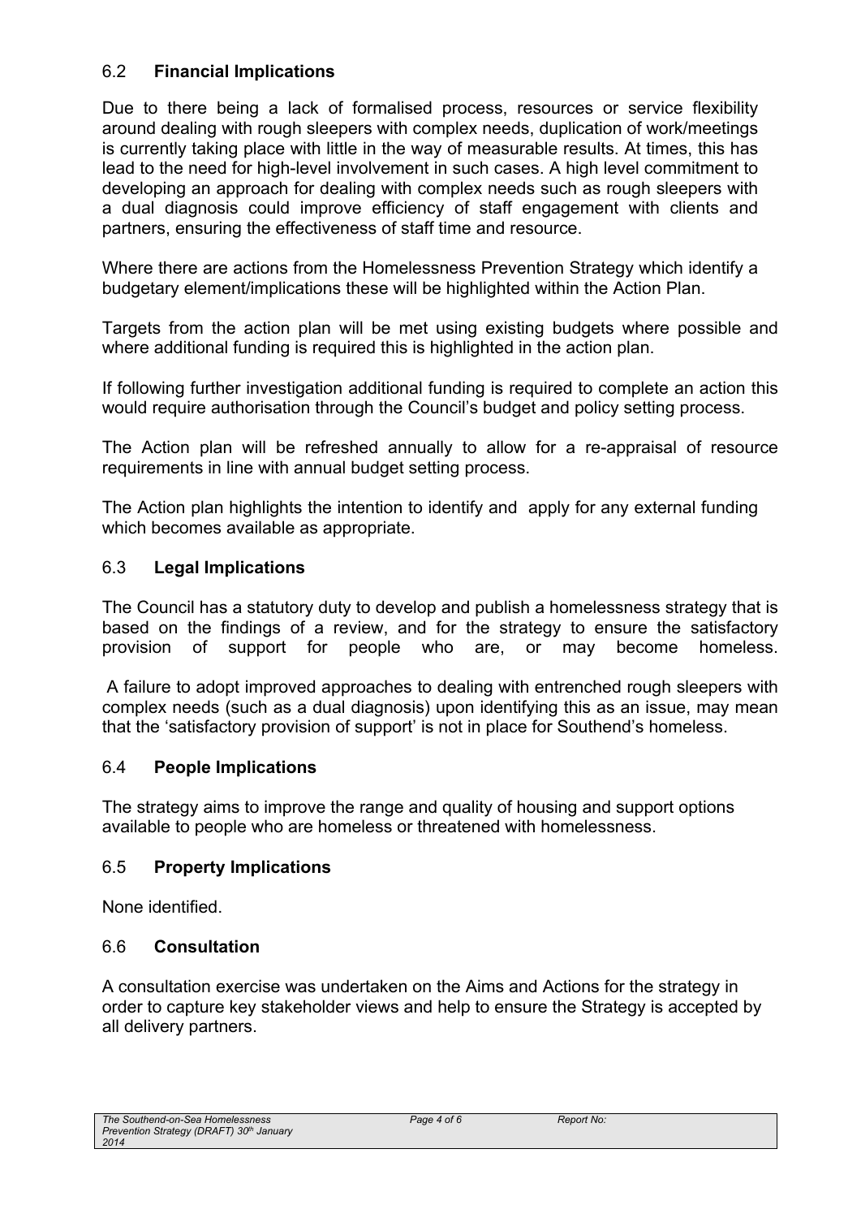### 6.2 **Financial Implications**

Due to there being a lack of formalised process, resources or service flexibility around dealing with rough sleepers with complex needs, duplication of work/meetings is currently taking place with little in the way of measurable results. At times, this has lead to the need for high-level involvement in such cases. A high level commitment to developing an approach for dealing with complex needs such as rough sleepers with a dual diagnosis could improve efficiency of staff engagement with clients and partners, ensuring the effectiveness of staff time and resource.

Where there are actions from the Homelessness Prevention Strategy which identify a budgetary element/implications these will be highlighted within the Action Plan.

Targets from the action plan will be met using existing budgets where possible and where additional funding is required this is highlighted in the action plan.

If following further investigation additional funding is required to complete an action this would require authorisation through the Council's budget and policy setting process.

The Action plan will be refreshed annually to allow for a re-appraisal of resource requirements in line with annual budget setting process.

The Action plan highlights the intention to identify and apply for any external funding which becomes available as appropriate.

### 6.3 **Legal Implications**

The Council has a statutory duty to develop and publish a homelessness strategy that is based on the findings of a review, and for the strategy to ensure the satisfactory provision of support for people who are, or may become homeless.

A failure to adopt improved approaches to dealing with entrenched rough sleepers with complex needs (such as a dual diagnosis) upon identifying this as an issue, may mean that the 'satisfactory provision of support' is not in place for Southend's homeless.

### 6.4 **People Implications**

The strategy aims to improve the range and quality of housing and support options available to people who are homeless or threatened with homelessness.

### 6.5 **Property Implications**

None identified.

### 6.6 **Consultation**

A consultation exercise was undertaken on the Aims and Actions for the strategy in order to capture key stakeholder views and help to ensure the Strategy is accepted by all delivery partners.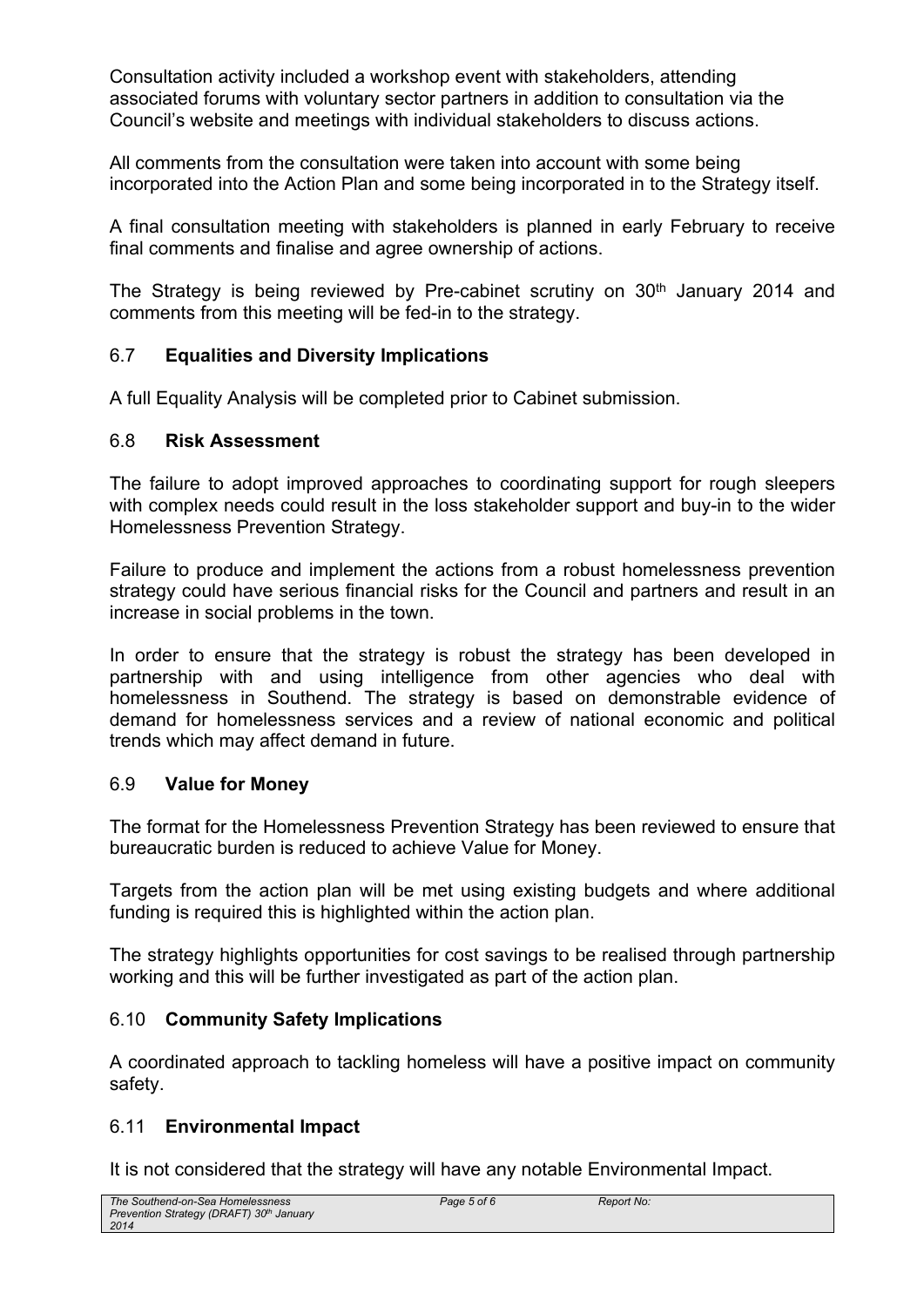Consultation activity included a workshop event with stakeholders, attending associated forums with voluntary sector partners in addition to consultation via the Council's website and meetings with individual stakeholders to discuss actions.

All comments from the consultation were taken into account with some being incorporated into the Action Plan and some being incorporated in to the Strategy itself.

A final consultation meeting with stakeholders is planned in early February to receive final comments and finalise and agree ownership of actions.

The Strategy is being reviewed by Pre-cabinet scrutiny on 30th January 2014 and comments from this meeting will be fed-in to the strategy.

### 6.7 **Equalities and Diversity Implications**

A full Equality Analysis will be completed prior to Cabinet submission.

### 6.8 **Risk Assessment**

The failure to adopt improved approaches to coordinating support for rough sleepers with complex needs could result in the loss stakeholder support and buy-in to the wider Homelessness Prevention Strategy.

Failure to produce and implement the actions from a robust homelessness prevention strategy could have serious financial risks for the Council and partners and result in an increase in social problems in the town.

In order to ensure that the strategy is robust the strategy has been developed in partnership with and using intelligence from other agencies who deal with homelessness in Southend. The strategy is based on demonstrable evidence of demand for homelessness services and a review of national economic and political trends which may affect demand in future.

### 6.9 **Value for Money**

The format for the Homelessness Prevention Strategy has been reviewed to ensure that bureaucratic burden is reduced to achieve Value for Money.

Targets from the action plan will be met using existing budgets and where additional funding is required this is highlighted within the action plan.

The strategy highlights opportunities for cost savings to be realised through partnership working and this will be further investigated as part of the action plan.

### 6.10 **Community Safety Implications**

A coordinated approach to tackling homeless will have a positive impact on community safety.

### 6.11 **Environmental Impact**

It is not considered that the strategy will have any notable Environmental Impact.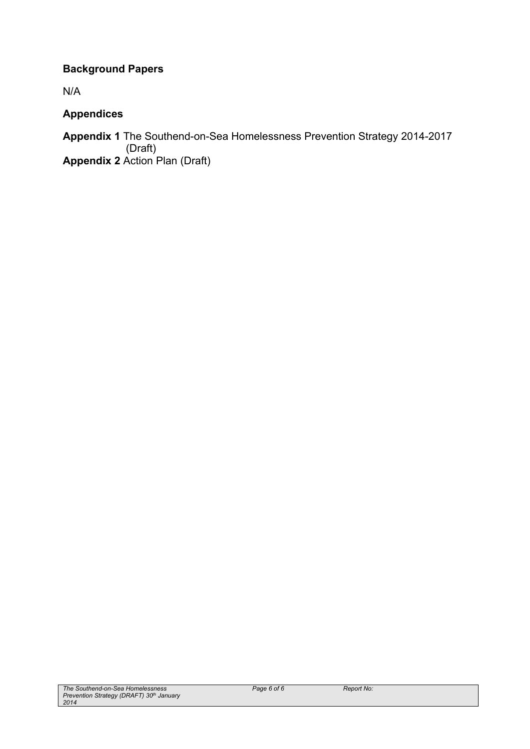## Background Papers

N/A

## Appendices

**Appendix 1** The Southend-on-Sea Homelessness Prevention Strategy 2014-2017 (Draft)
**Appendix 2** Action Plan (Draft)